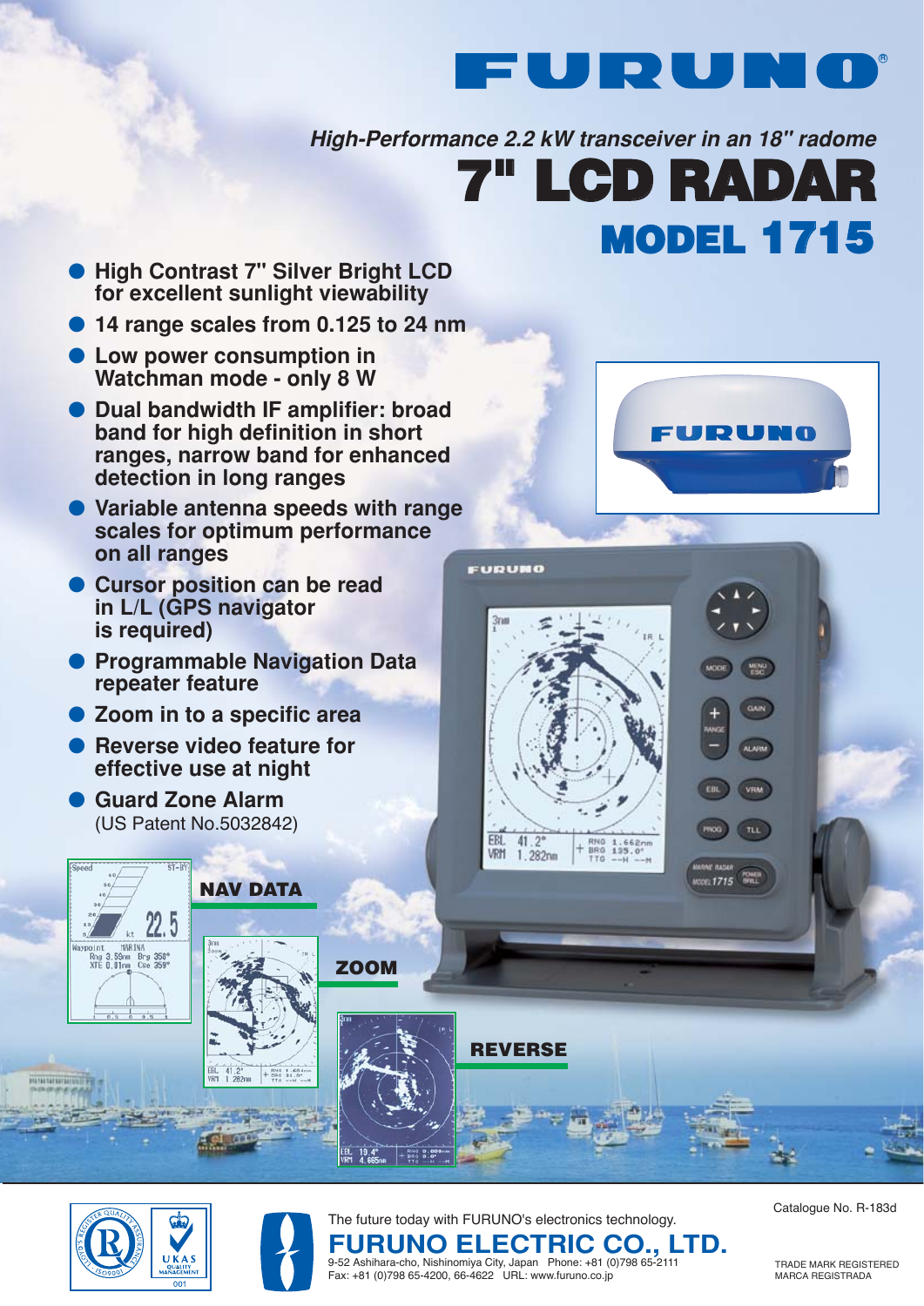# FURUNO

*High-Performance 2.2 kW transceiver in an 18" radome*

# 7" LCD RADAR

## MODEL 1715

- **High Contrast 7" Silver Bright LCD for excellent sunlight viewability**
- **14 range scales from 0.125 to 24 nm**
- **Low power consumption in Watchman mode - only 8 W**
- **Dual bandwidth IF amplifier: broad band for high definition in short ranges, narrow band for enhanced detection in long ranges**
- **Variable antenna speeds with range scales for optimum performance on all ranges**
- **Cursor position can be read in L/L (GPS navigator is required)**
- **Programmable Navigation Data repeater feature**
- **Zoom in to a specific area**
- **Reverse video feature for effective use at night**
- **Guard Zone Alarm**
  (US Patent No.5032842)

**NAV DATA**

**ZOOM**

**REVERSE**

The future today with FURUNO's electronics technology.

**FURUNO ELECTRIC CO., LTD.**

9-52 Ashihara-cho, Nishinomiya City, Japan Phone: +81 (0)798 65-2111
Fax: +81 (0)798 65-4200, 66-4622 URL: www.furuno.co.jp

Catalogue No. R-183d

TRADE MARK REGISTERED
MARCA REGISTRADA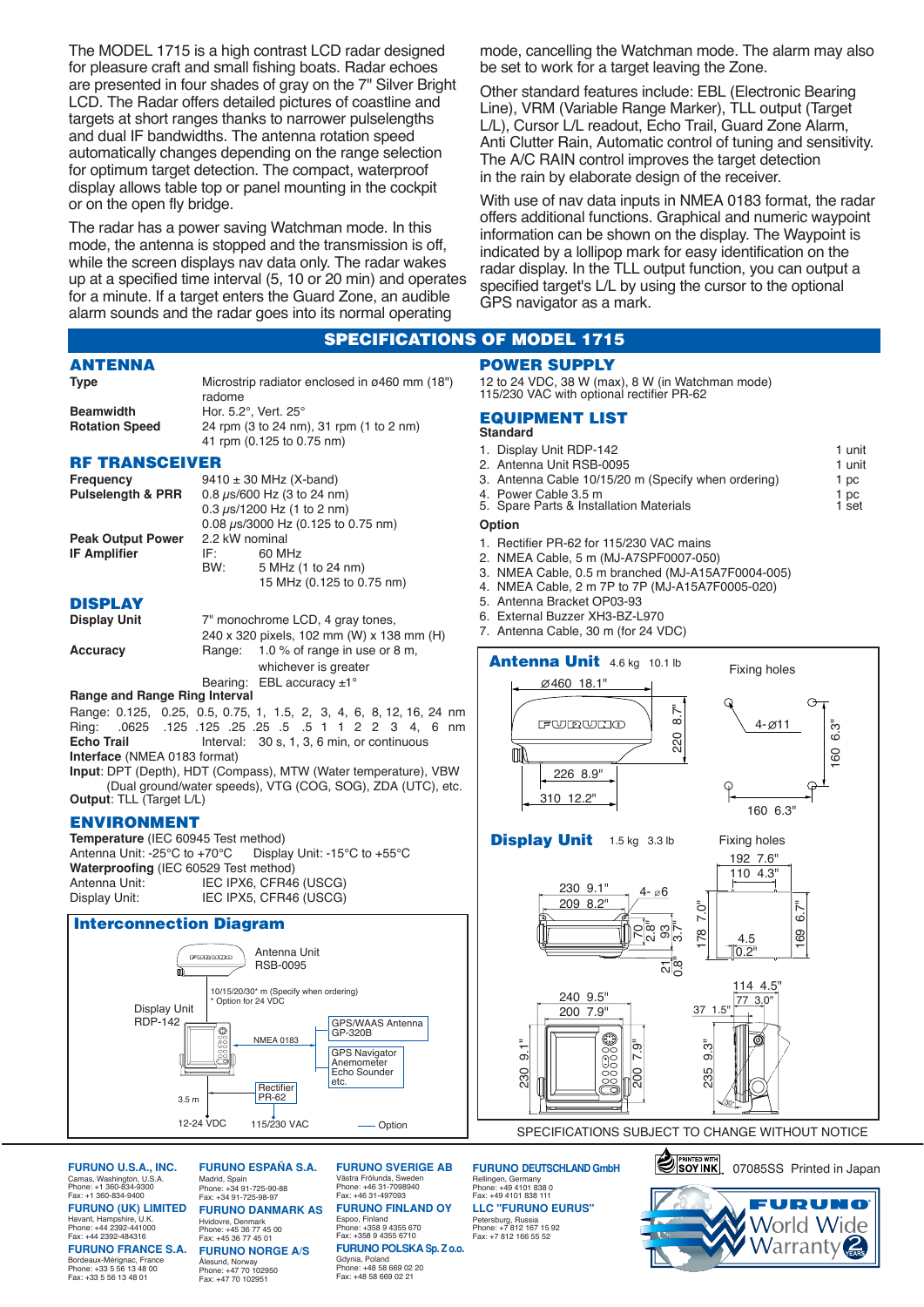The MODEL 1715 is a high contrast LCD radar designed for pleasure craft and small fishing boats. Radar echoes are presented in four shades of gray on the 7" Silver Bright LCD. The Radar offers detailed pictures of coastline and targets at short ranges thanks to narrower pulselengths and dual IF bandwidths. The antenna rotation speed automatically changes depending on the range selection for optimum target detection. The compact, waterproof display allows table top or panel mounting in the cockpit or on the open fly bridge.

The radar has a power saving Watchman mode. In this mode, the antenna is stopped and the transmission is off, while the screen displays nav data only. The radar wakes up at a specified time interval (5, 10 or 20 min) and operates for a minute. If a target enters the Guard Zone, an audible alarm sounds and the radar goes into its normal operating mode, cancelling the Watchman mode. The alarm may also be set to work for a target leaving the Zone.

Other standard features include: EBL (Electronic Bearing Line), VRM (Variable Range Marker), TLL output (Target L/L), Cursor L/L readout, Echo Trail, Guard Zone Alarm, Anti Clutter Rain, Automatic control of tuning and sensitivity. The A/C RAIN control improves the target detection in the rain by elaborate design of the receiver.

With use of nav data inputs in NMEA 0183 format, the radar offers additional functions. Graphical and numeric waypoint information can be shown on the display. The Waypoint is indicated by a lollipop mark for easy identification on the radar display. In the TLL output function, you can output a specified target's L/L by using the cursor to the optional GPS navigator as a mark.

## SPECIFICATIONS OF MODEL 1715

### ANTENNA

**Type** Microstrip radiator enclosed in ø460 mm (18") radome
**Beamwidth** Hor. 5.2°, Vert. 25°
**Rotation Speed** 24 rpm (3 to 24 nm), 31 rpm (1 to 2 nm), 41 rpm (0.125 to 0.75 nm)

### RF TRANSCEIVER

**Frequency** 9410 ± 30 MHz (X-band)
**Pulselength & PRR** 0.8 μs/600 Hz (3 to 24 nm), 0.3 μs/1200 Hz (1 to 2 nm), 0.08 μs/3000 Hz (0.125 to 0.75 nm)
**Peak Output Power** 2.2 kW nominal
**IF Amplifier** IF: 60 MHz; BW: 5 MHz (1 to 24 nm), 15 MHz (0.125 to 0.75 nm)

### DISPLAY

**Display Unit** 7" monochrome LCD, 4 gray tones, 240 x 320 pixels, 102 mm (W) x 138 mm (H)
**Accuracy** Range: 1.0 % of range in use or 8 m, whichever is greater; Bearing: EBL accuracy ±1°

**Range and Range Ring Interval**

| | | | | | | | | | | | | | | |
|---|---|---|---|---|---|---|---|---|---|---|---|---|---|---|
| Range: | 0.125, | 0.25, | 0.5, | 0.75, | 1, | 1.5, | 2, | 3, | 4, | 6, | 8, | 12, | 16, | 24 nm |
| Ring: | .0625 | .125 | .125 | .25 | .25 | .5 | .5 | 1 | 1 | 2 | 2 | 3 | 4, | 6 nm |

**Echo Trail** Interval: 30 s, 1, 3, 6 min, or continuous
**Interface** (NMEA 0183 format)
**Input**: DPT (Depth), HDT (Compass), MTW (Water temperature), VBW (Dual ground/water speeds), VTG (COG, SOG), ZDA (UTC), etc.
**Output**: TLL (Target L/L)

### ENVIRONMENT

**Temperature** (IEC 60945 Test method)
Antenna Unit: -25°C to +70°C Display Unit: -15°C to +55°C
**Waterproofing** (IEC 60529 Test method)
Antenna Unit: IEC IPX6, CFR46 (USCG)
Display Unit: IEC IPX5, CFR46 (USCG)

### Interconnection Diagram

Antenna Unit RSB-0095
10/15/20/30* m (Specify when ordering)
* Option for 24 VDC
Display Unit RDP-142
NMEA 0183
GPS/WAAS Antenna GP-320B
GPS Navigator Anemometer Echo Sounder etc.
Rectifier PR-62
3.5 m
12-24 VDC
115/230 VAC
Option

### POWER SUPPLY

12 to 24 VDC, 38 W (max), 8 W (in Watchman mode)
115/230 VAC with optional rectifier PR-62

### EQUIPMENT LIST

**Standard**

| | | |
|---|---|---|
| 1. | Display Unit RDP-142 | 1 unit |
| 2. | Antenna Unit RSB-0095 | 1 unit |
| 3. | Antenna Cable 10/15/20 m (Specify when ordering) | 1 pc |
| 4. | Power Cable 3.5 m | 1 pc |
| 5. | Spare Parts & Installation Materials | 1 set |

**Option**

1. Rectifier PR-62 for 115/230 VAC mains
2. NMEA Cable, 5 m (MJ-A7SPF0007-050)
3. NMEA Cable, 0.5 m branched (MJ-A15A7F0004-005)
4. NMEA Cable, 2 m 7P to 7P (MJ-A15A7F0005-020)
5. Antenna Bracket OP03-93
6. External Buzzer XH3-BZ-L970
7. Antenna Cable, 30 m (for 24 VDC)

**Antenna Unit** 4.6 kg 10.1 lb

ø460 18.1"
220 8.7"
226 8.9"
310 12.2"
Fixing holes
4-ø11
160 6.3"
160 6.3"

**Display Unit** 1.5 kg 3.3 lb

230 9.1"
209 8.2"
4- ø6
70 2.8"
93 3.7"
178 7.0"
21 0.8"
Fixing holes
192 7.6"
110 4.3"
4.5 0.2"
169 6.7"
240 9.5"
200 7.9"
230 9.1"
200 7.9"
114 4.5"
77 3.0"
37 1.5"
235 9.3"
30°

SPECIFICATIONS SUBJECT TO CHANGE WITHOUT NOTICE

**FURUNO U.S.A., INC.** Camas, Washington, U.S.A. Phone: +1 360-834-9300 Fax: +1 360-834-9400
**FURUNO (UK) LIMITED** Havant, Hampshire, U.K. Phone: +44 2392-441000 Fax: +44 2392-484316
**FURUNO FRANCE S.A.** Bordeaux-Mérignac, France Phone: +33 5 56 13 48 00 Fax: +33 5 56 13 48 01
**FURUNO ESPAÑA S.A.** Madrid, Spain Phone: +34 91-725-90-88 Fax: +34 91-725-98-97
**FURUNO DANMARK AS** Hvidovre, Denmark Phone: +45 36 77 45 00 Fax: +45 36 77 45 01
**FURUNO NORGE A/S** Ålesund, Norway Phone: +47 70 102950 Fax: +47 70 102951
**FURUNO SVERIGE AB** Västra Frölunda, Sweden Phone: +46 31-7098940 Fax: +46 31-497093
**FURUNO FINLAND OY** Espoo, Finland Phone: +358 9 4355 670 Fax: +358 9 4355 6710
**FURUNO POLSKA Sp. Z o.o.** Gdynia, Poland Phone: +48 58 669 02 20 Fax: +48 58 669 02 21
**FURUNO DEUTSCHLAND GmbH** Rellingen, Germany Phone: +49 4101 838 0 Fax: +49 4101 838 111
**LLC "FURUNO EURUS"** Petersburg, Russia Phone: +7 812 167 15 92 Fax: +7 812 166 55 52

PRINTED WITH SOY INK 07085SS Printed in Japan

FURUNO World Wide Warranty 2 YEARS